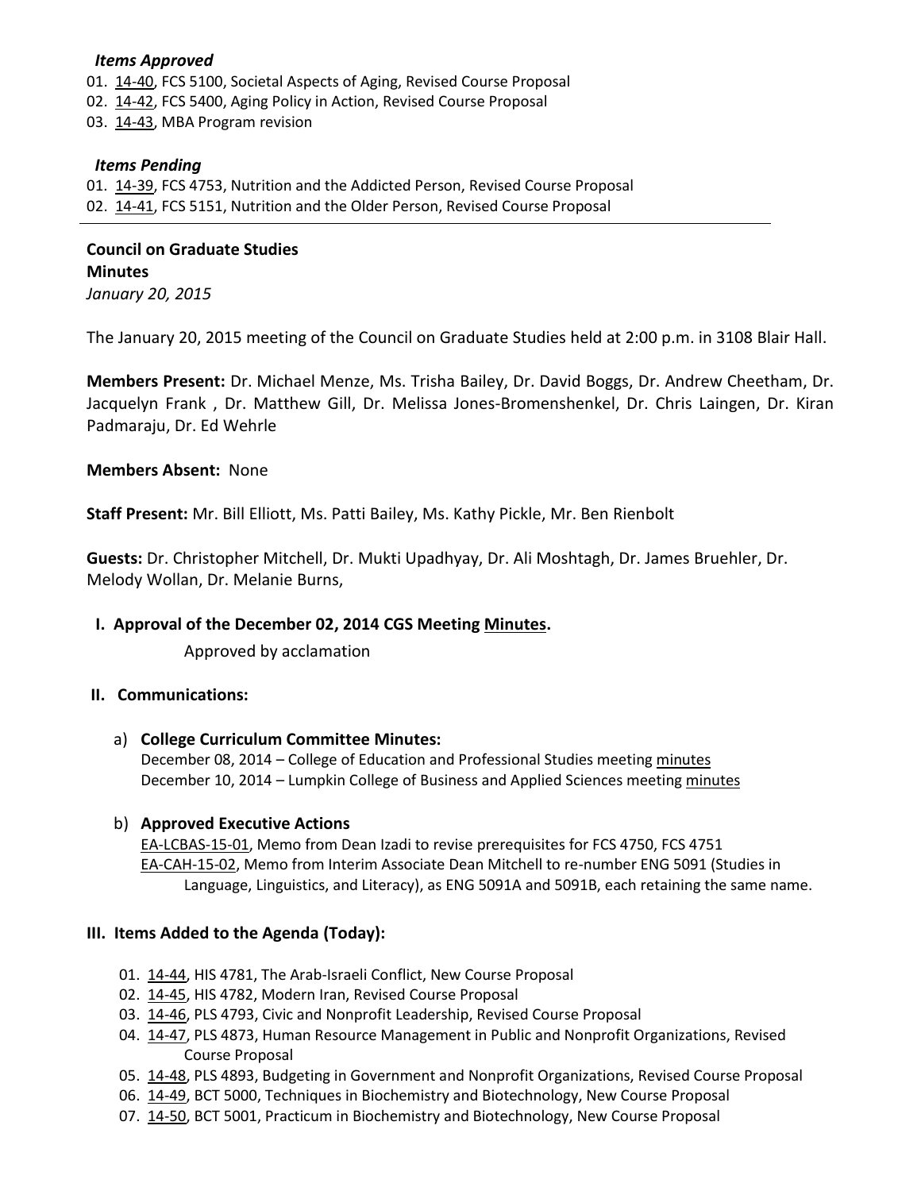***Items Approved***

01. 14-40, FCS 5100, Societal Aspects of Aging, Revised Course Proposal
02. 14-42, FCS 5400, Aging Policy in Action, Revised Course Proposal
03. 14-43, MBA Program revision

***Items Pending***

01. 14-39, FCS 4753, Nutrition and the Addicted Person, Revised Course Proposal
02. 14-41, FCS 5151, Nutrition and the Older Person, Revised Course Proposal

---

**Council on Graduate Studies**
**Minutes**
*January 20, 2015*

The January 20, 2015 meeting of the Council on Graduate Studies held at 2:00 p.m. in 3108 Blair Hall.

**Members Present:** Dr. Michael Menze, Ms. Trisha Bailey, Dr. David Boggs, Dr. Andrew Cheetham, Dr. Jacquelyn Frank , Dr. Matthew Gill, Dr. Melissa Jones-Bromenshenkel, Dr. Chris Laingen, Dr. Kiran Padmaraju, Dr. Ed Wehrle

**Members Absent:** None

**Staff Present:** Mr. Bill Elliott, Ms. Patti Bailey, Ms. Kathy Pickle, Mr. Ben Rienbolt

**Guests:** Dr. Christopher Mitchell, Dr. Mukti Upadhyay, Dr. Ali Moshtagh, Dr. James Bruehler, Dr. Melody Wollan, Dr. Melanie Burns,

**I. Approval of the December 02, 2014 CGS Meeting Minutes.**

Approved by acclamation

**II. Communications:**

a) **College Curriculum Committee Minutes:**
December 08, 2014 – College of Education and Professional Studies meeting minutes
December 10, 2014 – Lumpkin College of Business and Applied Sciences meeting minutes

b) **Approved Executive Actions**
EA-LCBAS-15-01, Memo from Dean Izadi to revise prerequisites for FCS 4750, FCS 4751
EA-CAH-15-02, Memo from Interim Associate Dean Mitchell to re-number ENG 5091 (Studies in Language, Linguistics, and Literacy), as ENG 5091A and 5091B, each retaining the same name.

**III. Items Added to the Agenda (Today):**

01. 14-44, HIS 4781, The Arab-Israeli Conflict, New Course Proposal
02. 14-45, HIS 4782, Modern Iran, Revised Course Proposal
03. 14-46, PLS 4793, Civic and Nonprofit Leadership, Revised Course Proposal
04. 14-47, PLS 4873, Human Resource Management in Public and Nonprofit Organizations, Revised Course Proposal
05. 14-48, PLS 4893, Budgeting in Government and Nonprofit Organizations, Revised Course Proposal
06. 14-49, BCT 5000, Techniques in Biochemistry and Biotechnology, New Course Proposal
07. 14-50, BCT 5001, Practicum in Biochemistry and Biotechnology, New Course Proposal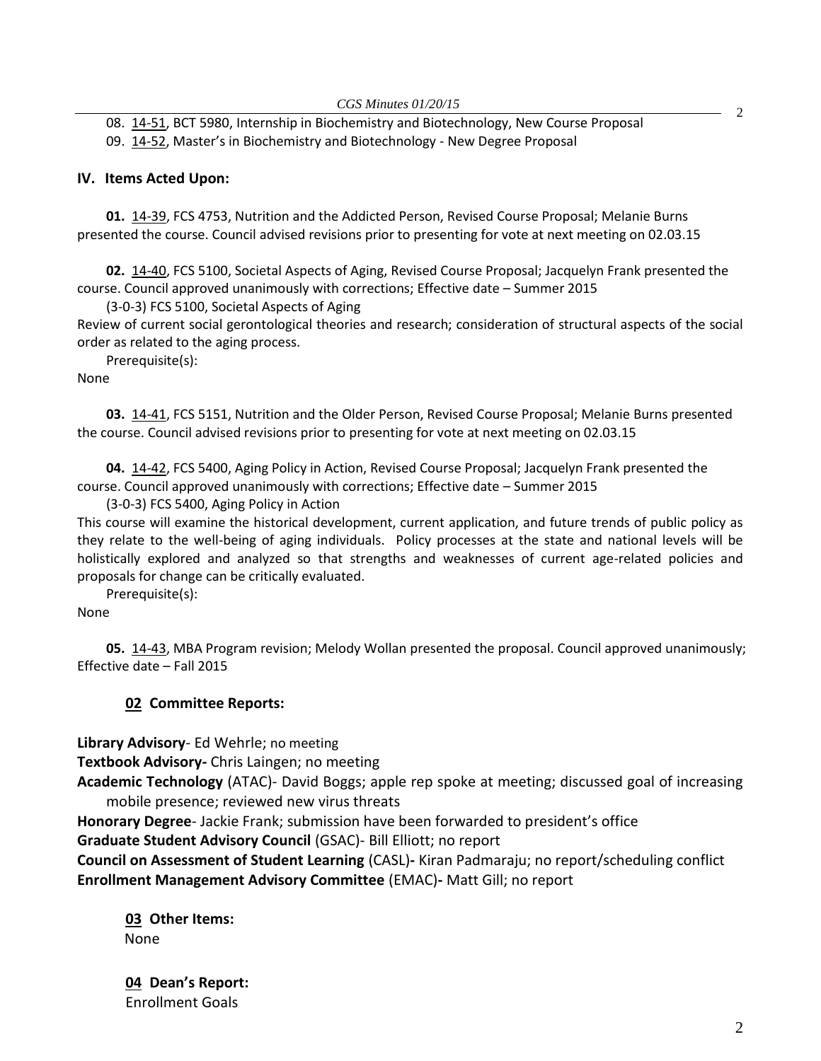08. 14-51, BCT 5980, Internship in Biochemistry and Biotechnology, New Course Proposal
09. 14-52, Master's in Biochemistry and Biotechnology - New Degree Proposal

## IV. Items Acted Upon:

**01.** 14-39, FCS 4753, Nutrition and the Addicted Person, Revised Course Proposal; Melanie Burns presented the course. Council advised revisions prior to presenting for vote at next meeting on 02.03.15

**02.** 14-40, FCS 5100, Societal Aspects of Aging, Revised Course Proposal; Jacquelyn Frank presented the course. Council approved unanimously with corrections; Effective date – Summer 2015

(3-0-3) FCS 5100, Societal Aspects of Aging

Review of current social gerontological theories and research; consideration of structural aspects of the social order as related to the aging process.

Prerequisite(s):

None

**03.** 14-41, FCS 5151, Nutrition and the Older Person, Revised Course Proposal; Melanie Burns presented the course. Council advised revisions prior to presenting for vote at next meeting on 02.03.15

**04.** 14-42, FCS 5400, Aging Policy in Action, Revised Course Proposal; Jacquelyn Frank presented the course. Council approved unanimously with corrections; Effective date – Summer 2015

(3-0-3) FCS 5400, Aging Policy in Action

This course will examine the historical development, current application, and future trends of public policy as they relate to the well-being of aging individuals. Policy processes at the state and national levels will be holistically explored and analyzed so that strengths and weaknesses of current age-related policies and proposals for change can be critically evaluated.

Prerequisite(s):

None

**05.** 14-43, MBA Program revision; Melody Wollan presented the proposal. Council approved unanimously; Effective date – Fall 2015

### 02 Committee Reports:

**Library Advisory**- Ed Wehrle; no meeting
**Textbook Advisory-** Chris Laingen; no meeting
**Academic Technology** (ATAC)- David Boggs; apple rep spoke at meeting; discussed goal of increasing mobile presence; reviewed new virus threats
**Honorary Degree**- Jackie Frank; submission have been forwarded to president's office
**Graduate Student Advisory Council** (GSAC)- Bill Elliott; no report
**Council on Assessment of Student Learning** (CASL)**-** Kiran Padmaraju; no report/scheduling conflict
**Enrollment Management Advisory Committee** (EMAC)**-** Matt Gill; no report

### 03 Other Items:

None

### 04 Dean's Report:

Enrollment Goals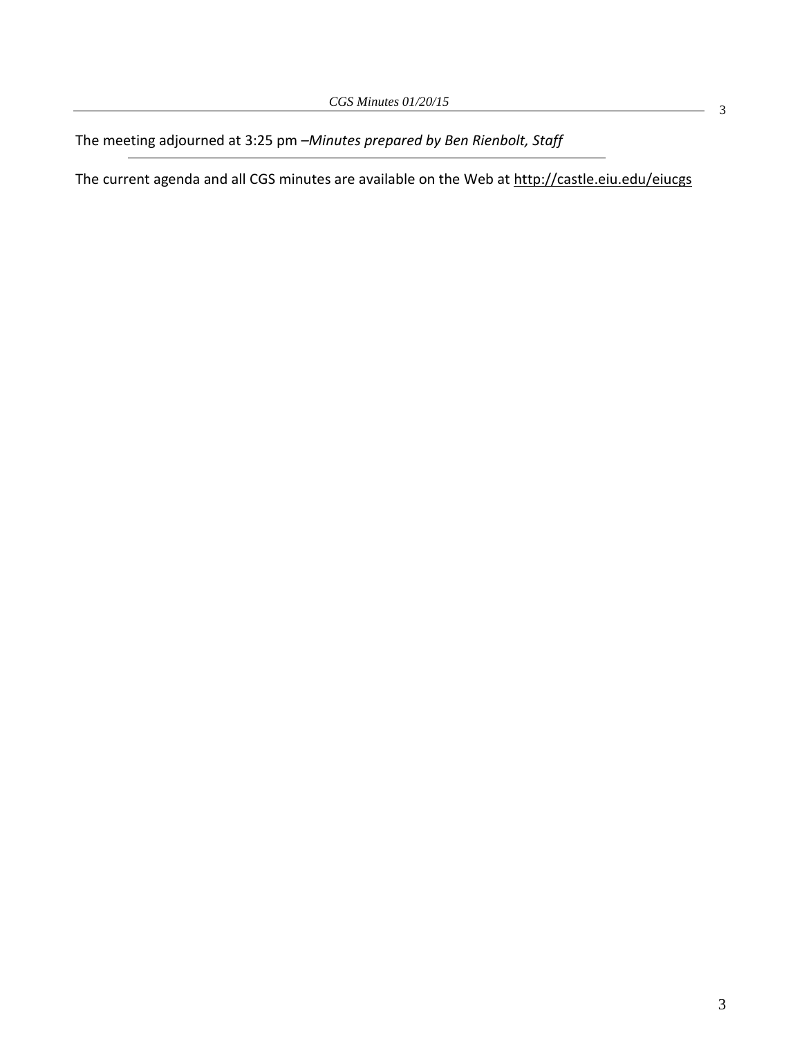The meeting adjourned at 3:25 pm –*Minutes prepared by Ben Rienbolt, Staff*

---

The current agenda and all CGS minutes are available on the Web at http://castle.eiu.edu/eiucgs